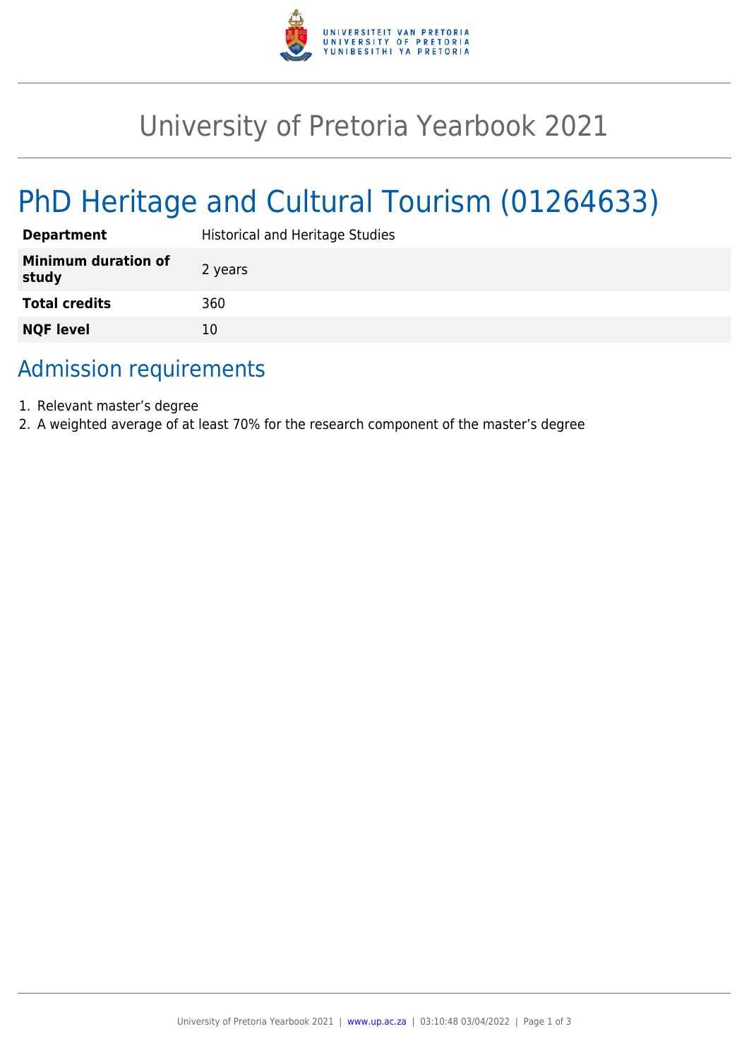# University of Pretoria Yearbook 2021

# PhD Heritage and Cultural Tourism (01264633)

| | |
|---|---|
| **Department** | Historical and Heritage Studies |
| **Minimum duration of study** | 2 years |
| **Total credits** | 360 |
| **NQF level** | 10 |

## Admission requirements

1. Relevant master's degree
2. A weighted average of at least 70% for the research component of the master's degree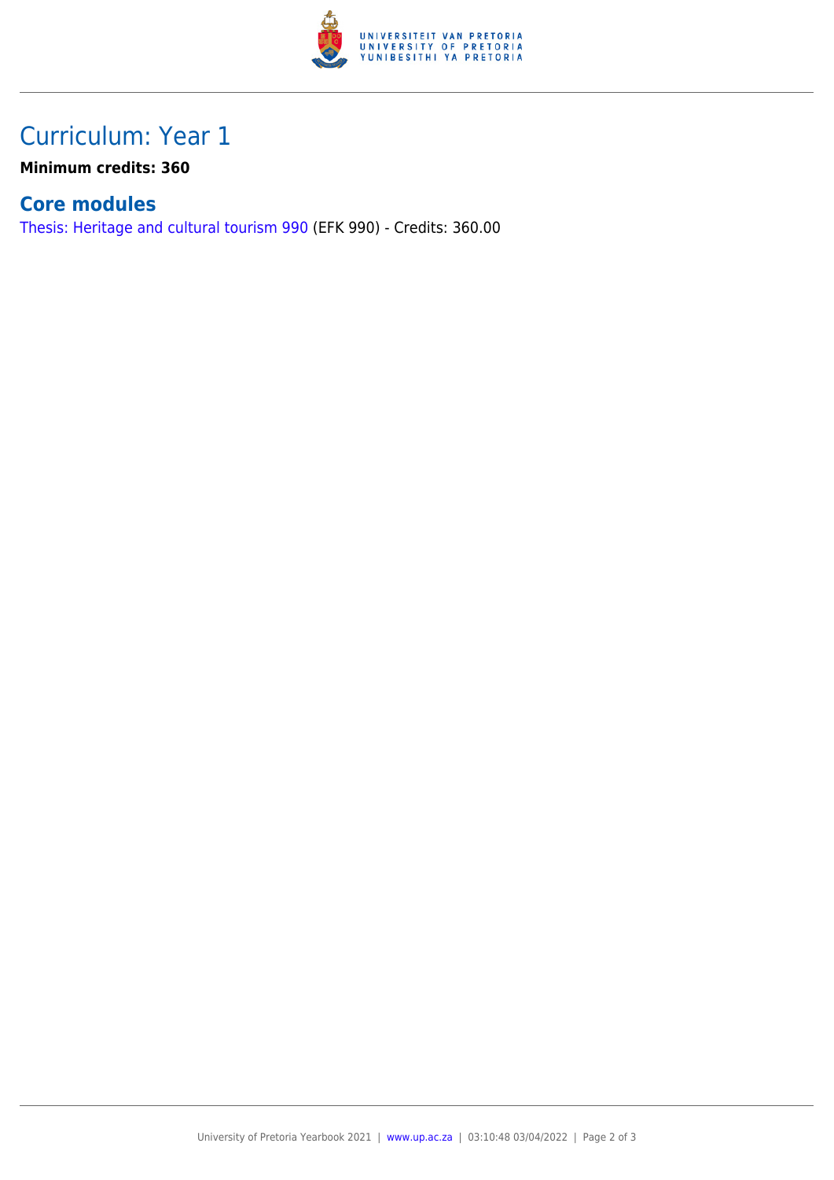## Curriculum: Year 1

**Minimum credits: 360**

### Core modules

Thesis: Heritage and cultural tourism 990 (EFK 990) - Credits: 360.00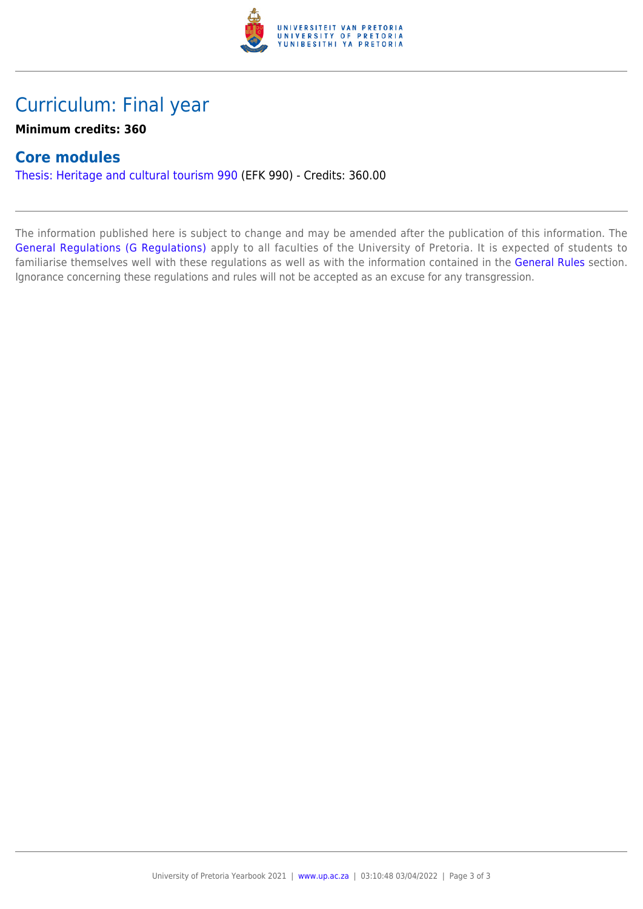## Curriculum: Final year

**Minimum credits: 360**

### Core modules

Thesis: Heritage and cultural tourism 990 (EFK 990) - Credits: 360.00

The information published here is subject to change and may be amended after the publication of this information. The General Regulations (G Regulations) apply to all faculties of the University of Pretoria. It is expected of students to familiarise themselves well with these regulations as well as with the information contained in the General Rules section. Ignorance concerning these regulations and rules will not be accepted as an excuse for any transgression.